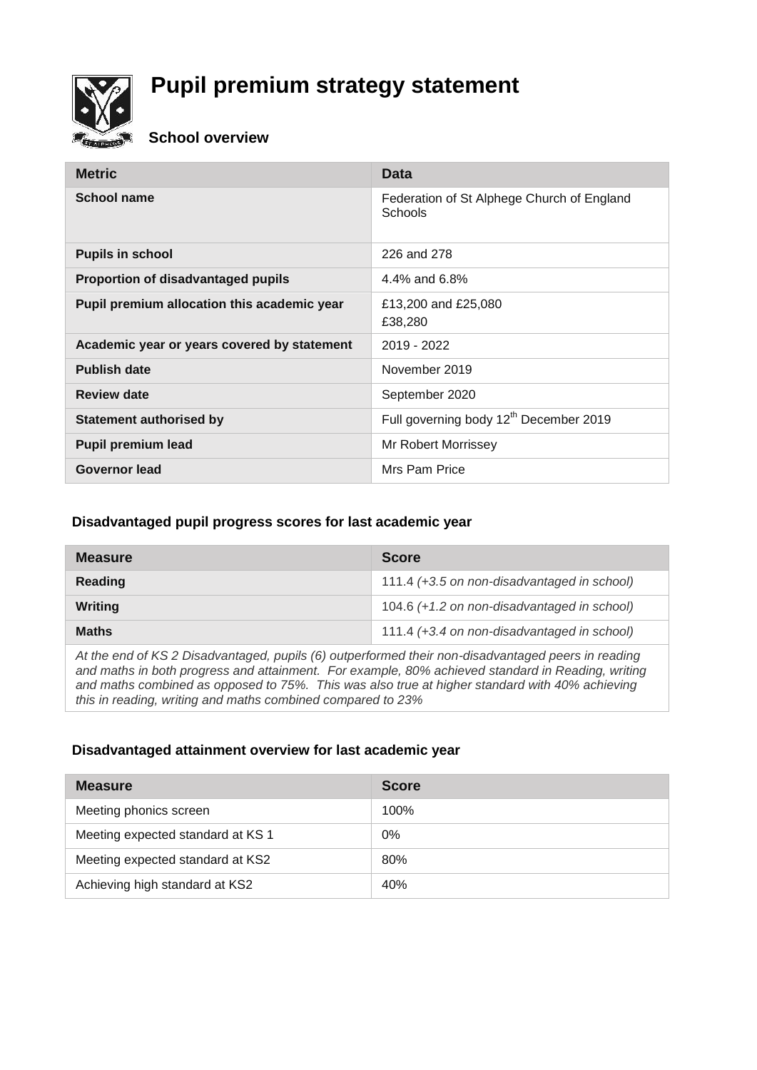# Pupil premium strategy statement

## School overview

| Metric | Data |
|---|---|
| **School name** | Federation of St Alphege Church of England Schools |
| **Pupils in school** | 226 and 278 |
| **Proportion of disadvantaged pupils** | 4.4% and 6.8% |
| **Pupil premium allocation this academic year** | £13,200 and £25,080<br>£38,280 |
| **Academic year or years covered by statement** | 2019 - 2022 |
| **Publish date** | November 2019 |
| **Review date** | September 2020 |
| **Statement authorised by** | Full governing body 12th December 2019 |
| **Pupil premium lead** | Mr Robert Morrissey |
| **Governor lead** | Mrs Pam Price |

## Disadvantaged pupil progress scores for last academic year

| Measure | Score |
|---|---|
| **Reading** | 111.4 *(+3.5 on non-disadvantaged in school)* |
| **Writing** | 104.6 *(+1.2 on non-disadvantaged in school)* |
| **Maths** | 111.4 *(+3.4 on non-disadvantaged in school)* |

*At the end of KS 2 Disadvantaged, pupils (6) outperformed their non-disadvantaged peers in reading and maths in both progress and attainment. For example, 80% achieved standard in Reading, writing and maths combined as opposed to 75%. This was also true at higher standard with 40% achieving this in reading, writing and maths combined compared to 23%*

## Disadvantaged attainment overview for last academic year

| Measure | Score |
|---|---|
| Meeting phonics screen | 100% |
| Meeting expected standard at KS 1 | 0% |
| Meeting expected standard at KS2 | 80% |
| Achieving high standard at KS2 | 40% |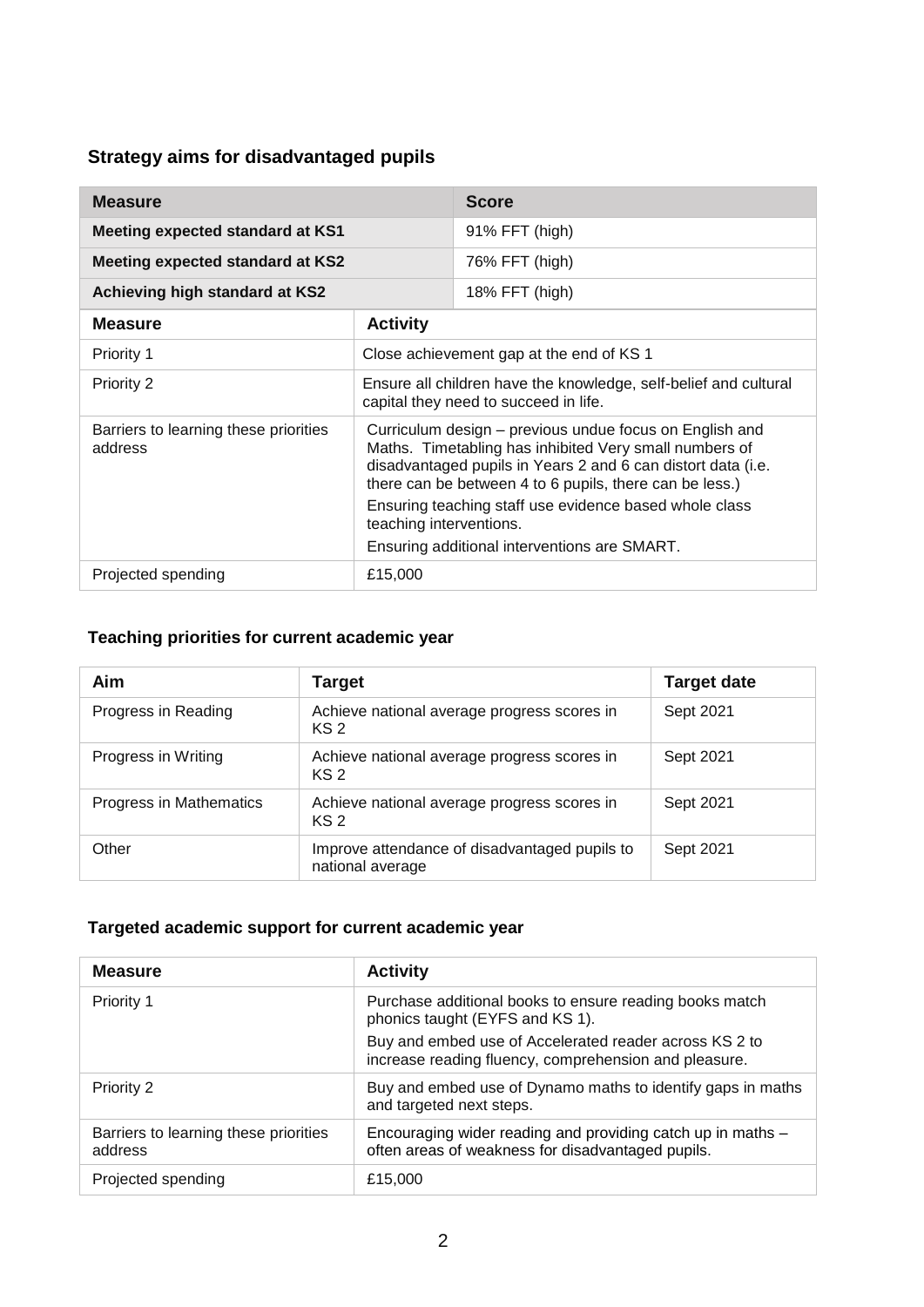### Strategy aims for disadvantaged pupils

| Measure | Score |
|---|---|
| **Meeting expected standard at KS1** | 91% FFT (high) |
| **Meeting expected standard at KS2** | 76% FFT (high) |
| **Achieving high standard at KS2** | 18% FFT (high) |

| Measure | Activity |
|---|---|
| Priority 1 | Close achievement gap at the end of KS 1 |
| Priority 2 | Ensure all children have the knowledge, self-belief and cultural capital they need to succeed in life. |
| Barriers to learning these priorities address | Curriculum design – previous undue focus on English and Maths. Timetabling has inhibited Very small numbers of disadvantaged pupils in Years 2 and 6 can distort data (i.e. there can be between 4 to 6 pupils, there can be less.)<br>Ensuring teaching staff use evidence based whole class teaching interventions.<br>Ensuring additional interventions are SMART. |
| Projected spending | £15,000 |

### Teaching priorities for current academic year

| Aim | Target | Target date |
|---|---|---|
| Progress in Reading | Achieve national average progress scores in KS 2 | Sept 2021 |
| Progress in Writing | Achieve national average progress scores in KS 2 | Sept 2021 |
| Progress in Mathematics | Achieve national average progress scores in KS 2 | Sept 2021 |
| Other | Improve attendance of disadvantaged pupils to national average | Sept 2021 |

### Targeted academic support for current academic year

| Measure | Activity |
|---|---|
| Priority 1 | Purchase additional books to ensure reading books match phonics taught (EYFS and KS 1).<br>Buy and embed use of Accelerated reader across KS 2 to increase reading fluency, comprehension and pleasure. |
| Priority 2 | Buy and embed use of Dynamo maths to identify gaps in maths and targeted next steps. |
| Barriers to learning these priorities address | Encouraging wider reading and providing catch up in maths – often areas of weakness for disadvantaged pupils. |
| Projected spending | £15,000 |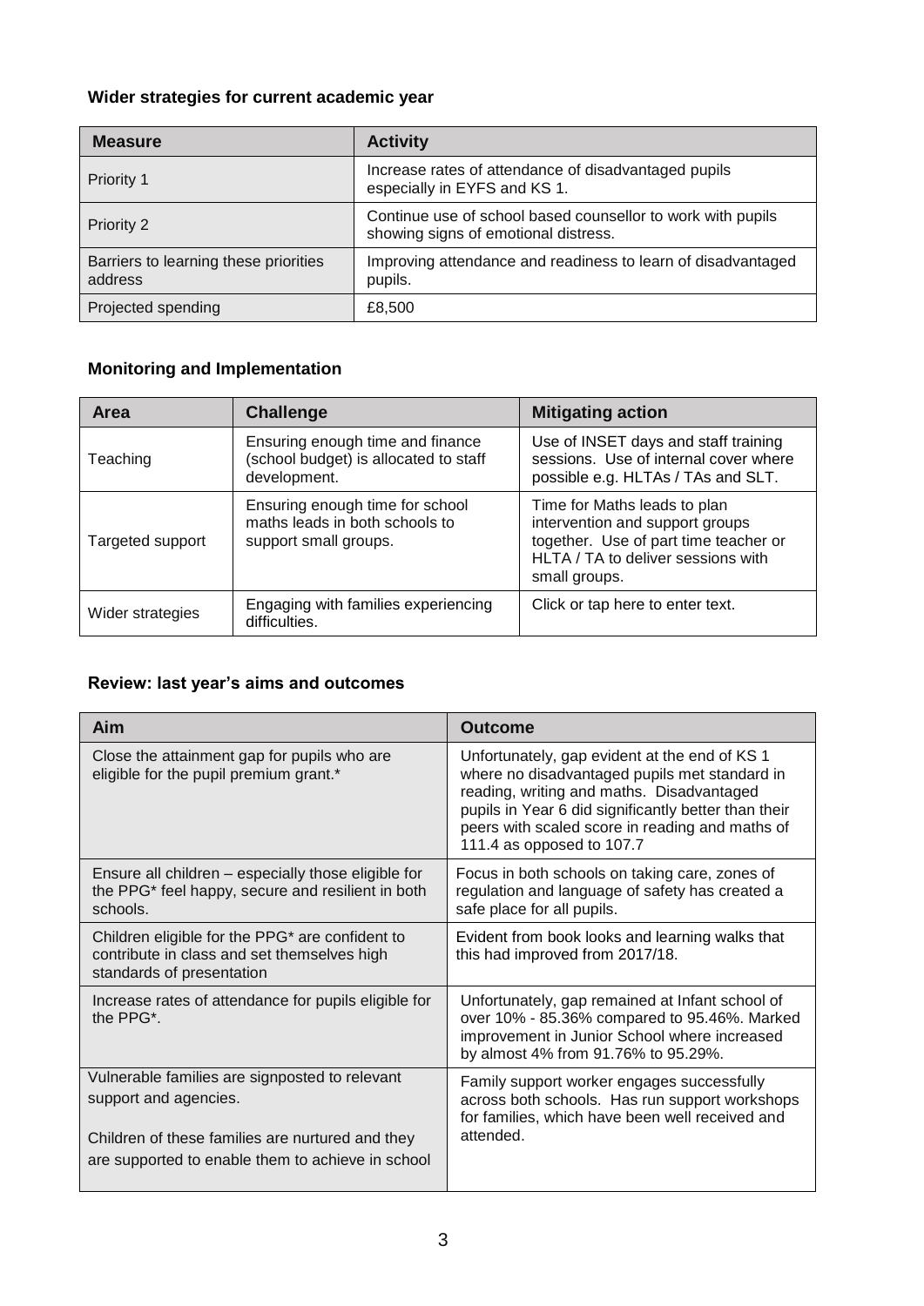### Wider strategies for current academic year

| Measure | Activity |
|---|---|
| Priority 1 | Increase rates of attendance of disadvantaged pupils especially in EYFS and KS 1. |
| Priority 2 | Continue use of school based counsellor to work with pupils showing signs of emotional distress. |
| Barriers to learning these priorities address | Improving attendance and readiness to learn of disadvantaged pupils. |
| Projected spending | £8,500 |

### Monitoring and Implementation

| Area | Challenge | Mitigating action |
|---|---|---|
| Teaching | Ensuring enough time and finance (school budget) is allocated to staff development. | Use of INSET days and staff training sessions. Use of internal cover where possible e.g. HLTAs / TAs and SLT. |
| Targeted support | Ensuring enough time for school maths leads in both schools to support small groups. | Time for Maths leads to plan intervention and support groups together. Use of part time teacher or HLTA / TA to deliver sessions with small groups. |
| Wider strategies | Engaging with families experiencing difficulties. | Click or tap here to enter text. |

### Review: last year's aims and outcomes

| Aim | Outcome |
|---|---|
| Close the attainment gap for pupils who are eligible for the pupil premium grant.* | Unfortunately, gap evident at the end of KS 1 where no disadvantaged pupils met standard in reading, writing and maths. Disadvantaged pupils in Year 6 did significantly better than their peers with scaled score in reading and maths of 111.4 as opposed to 107.7 |
| Ensure all children – especially those eligible for the PPG* feel happy, secure and resilient in both schools. | Focus in both schools on taking care, zones of regulation and language of safety has created a safe place for all pupils. |
| Children eligible for the PPG* are confident to contribute in class and set themselves high standards of presentation | Evident from book looks and learning walks that this had improved from 2017/18. |
| Increase rates of attendance for pupils eligible for the PPG*. | Unfortunately, gap remained at Infant school of over 10% - 85.36% compared to 95.46%. Marked improvement in Junior School where increased by almost 4% from 91.76% to 95.29%. |
| Vulnerable families are signposted to relevant support and agencies.<br><br>Children of these families are nurtured and they are supported to enable them to achieve in school | Family support worker engages successfully across both schools. Has run support workshops for families, which have been well received and attended. |